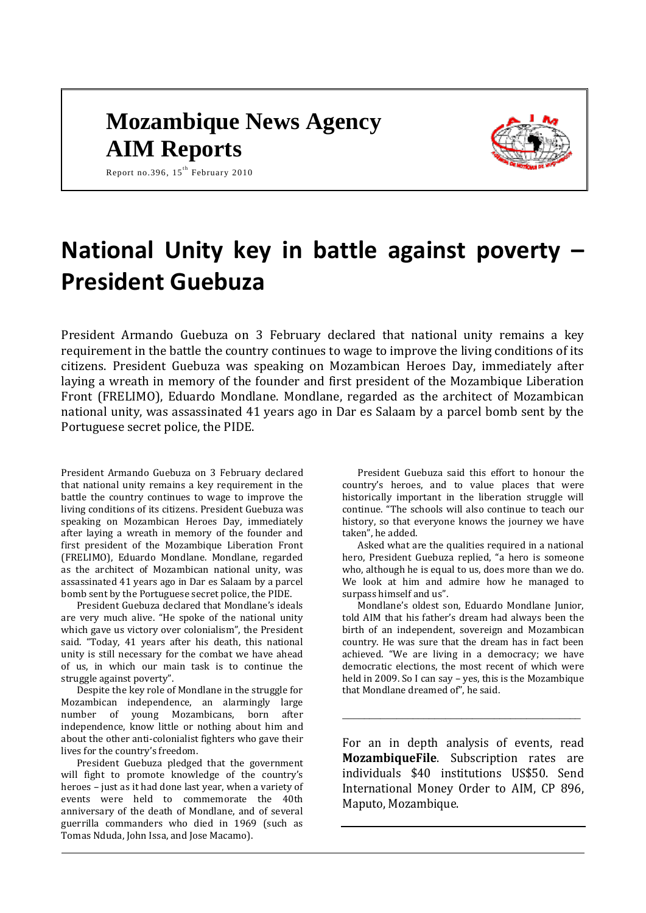# Mozambique News Agency
# AIM Reports

Report no.396, 15th February 2010

# National Unity key in battle against poverty – President Guebuza

President Armando Guebuza on 3 February declared that national unity remains a key requirement in the battle the country continues to wage to improve the living conditions of its citizens. President Guebuza was speaking on Mozambican Heroes Day, immediately after laying a wreath in memory of the founder and first president of the Mozambique Liberation Front (FRELIMO), Eduardo Mondlane. Mondlane, regarded as the architect of Mozambican national unity, was assassinated 41 years ago in Dar es Salaam by a parcel bomb sent by the Portuguese secret police, the PIDE.

President Armando Guebuza on 3 February declared that national unity remains a key requirement in the battle the country continues to wage to improve the living conditions of its citizens. President Guebuza was speaking on Mozambican Heroes Day, immediately after laying a wreath in memory of the founder and first president of the Mozambique Liberation Front (FRELIMO), Eduardo Mondlane. Mondlane, regarded as the architect of Mozambican national unity, was assassinated 41 years ago in Dar es Salaam by a parcel bomb sent by the Portuguese secret police, the PIDE.

President Guebuza declared that Mondlane's ideals are very much alive. "He spoke of the national unity which gave us victory over colonialism", the President said. "Today, 41 years after his death, this national unity is still necessary for the combat we have ahead of us, in which our main task is to continue the struggle against poverty".

Despite the key role of Mondlane in the struggle for Mozambican independence, an alarmingly large number of young Mozambicans, born after independence, know little or nothing about him and about the other anti-colonialist fighters who gave their lives for the country's freedom.

President Guebuza pledged that the government will fight to promote knowledge of the country's heroes – just as it had done last year, when a variety of events were held to commemorate the 40th anniversary of the death of Mondlane, and of several guerrilla commanders who died in 1969 (such as Tomas Nduda, John Issa, and Jose Macamo).

President Guebuza said this effort to honour the country's heroes, and to value places that were historically important in the liberation struggle will continue. "The schools will also continue to teach our history, so that everyone knows the journey we have taken", he added.

Asked what are the qualities required in a national hero, President Guebuza replied, "a hero is someone who, although he is equal to us, does more than we do. We look at him and admire how he managed to surpass himself and us".

Mondlane's oldest son, Eduardo Mondlane Junior, told AIM that his father's dream had always been the birth of an independent, sovereign and Mozambican country. He was sure that the dream has in fact been achieved. "We are living in a democracy; we have democratic elections, the most recent of which were held in 2009. So I can say – yes, this is the Mozambique that Mondlane dreamed of", he said.

---

For an in depth analysis of events, read **MozambiqueFile**. Subscription rates are individuals $40 institutions US$50. Send International Money Order to AIM, CP 896, Maputo, Mozambique.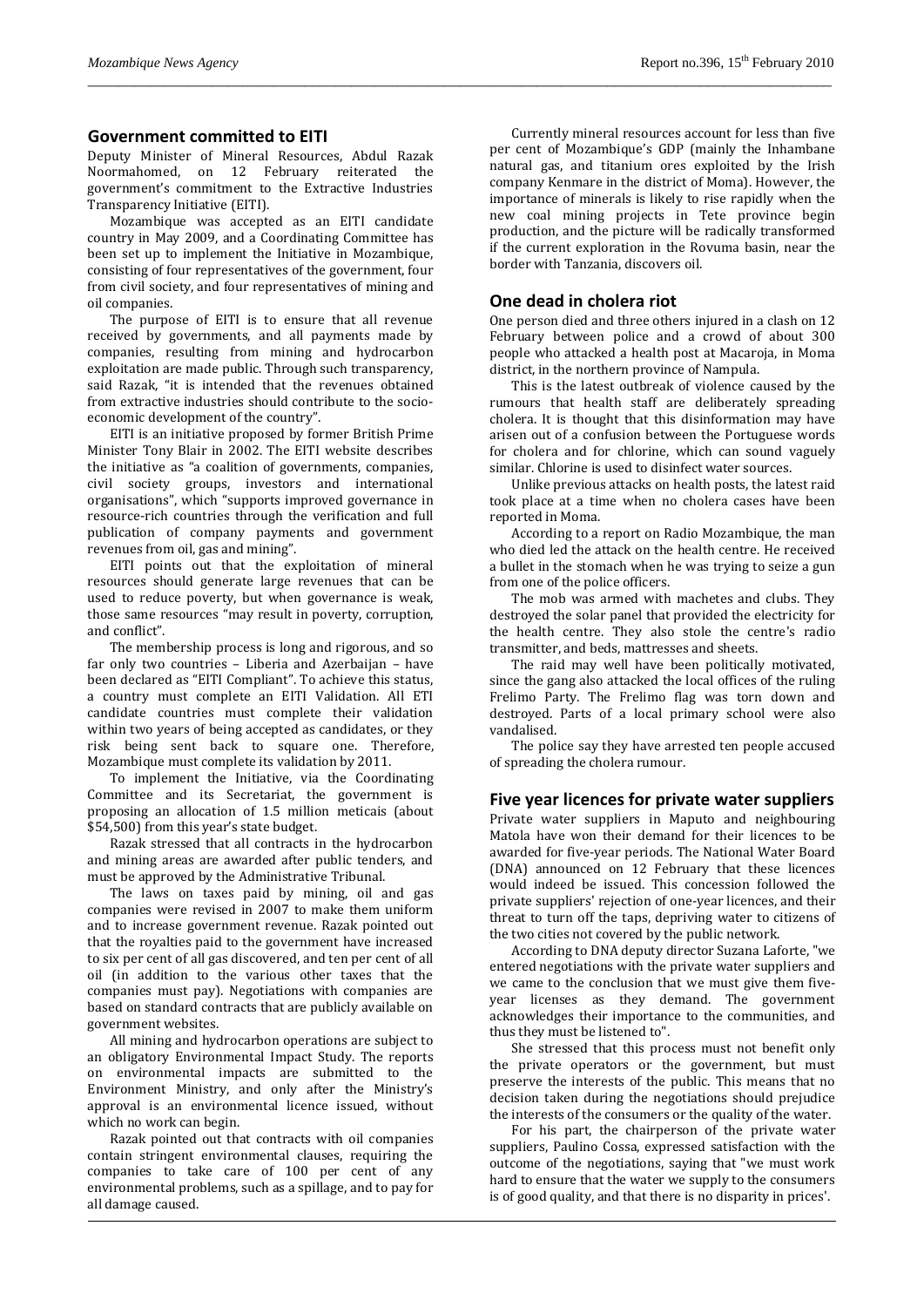## Government committed to EITI

Deputy Minister of Mineral Resources, Abdul Razak Noormahomed, on 12 February reiterated the government's commitment to the Extractive Industries Transparency Initiative (EITI).

Mozambique was accepted as an EITI candidate country in May 2009, and a Coordinating Committee has been set up to implement the Initiative in Mozambique, consisting of four representatives of the government, four from civil society, and four representatives of mining and oil companies.

The purpose of EITI is to ensure that all revenue received by governments, and all payments made by companies, resulting from mining and hydrocarbon exploitation are made public. Through such transparency, said Razak, "it is intended that the revenues obtained from extractive industries should contribute to the socio-economic development of the country".

EITI is an initiative proposed by former British Prime Minister Tony Blair in 2002. The EITI website describes the initiative as "a coalition of governments, companies, civil society groups, investors and international organisations", which "supports improved governance in resource-rich countries through the verification and full publication of company payments and government revenues from oil, gas and mining".

EITI points out that the exploitation of mineral resources should generate large revenues that can be used to reduce poverty, but when governance is weak, those same resources "may result in poverty, corruption, and conflict".

The membership process is long and rigorous, and so far only two countries – Liberia and Azerbaijan – have been declared as "EITI Compliant". To achieve this status, a country must complete an EITI Validation. All ETI candidate countries must complete their validation within two years of being accepted as candidates, or they risk being sent back to square one. Therefore, Mozambique must complete its validation by 2011.

To implement the Initiative, via the Coordinating Committee and its Secretariat, the government is proposing an allocation of 1.5 million meticais (about $54,500) from this year's state budget.

Razak stressed that all contracts in the hydrocarbon and mining areas are awarded after public tenders, and must be approved by the Administrative Tribunal.

The laws on taxes paid by mining, oil and gas companies were revised in 2007 to make them uniform and to increase government revenue. Razak pointed out that the royalties paid to the government have increased to six per cent of all gas discovered, and ten per cent of all oil (in addition to the various other taxes that the companies must pay). Negotiations with companies are based on standard contracts that are publicly available on government websites.

All mining and hydrocarbon operations are subject to an obligatory Environmental Impact Study. The reports on environmental impacts are submitted to the Environment Ministry, and only after the Ministry's approval is an environmental licence issued, without which no work can begin.

Razak pointed out that contracts with oil companies contain stringent environmental clauses, requiring the companies to take care of 100 per cent of any environmental problems, such as a spillage, and to pay for all damage caused.

Currently mineral resources account for less than five per cent of Mozambique's GDP (mainly the Inhambane natural gas, and titanium ores exploited by the Irish company Kenmare in the district of Moma). However, the importance of minerals is likely to rise rapidly when the new coal mining projects in Tete province begin production, and the picture will be radically transformed if the current exploration in the Rovuma basin, near the border with Tanzania, discovers oil.

## One dead in cholera riot

One person died and three others injured in a clash on 12 February between police and a crowd of about 300 people who attacked a health post at Macaroja, in Moma district, in the northern province of Nampula.

This is the latest outbreak of violence caused by the rumours that health staff are deliberately spreading cholera. It is thought that this disinformation may have arisen out of a confusion between the Portuguese words for cholera and for chlorine, which can sound vaguely similar. Chlorine is used to disinfect water sources.

Unlike previous attacks on health posts, the latest raid took place at a time when no cholera cases have been reported in Moma.

According to a report on Radio Mozambique, the man who died led the attack on the health centre. He received a bullet in the stomach when he was trying to seize a gun from one of the police officers.

The mob was armed with machetes and clubs. They destroyed the solar panel that provided the electricity for the health centre. They also stole the centre's radio transmitter, and beds, mattresses and sheets.

The raid may well have been politically motivated, since the gang also attacked the local offices of the ruling Frelimo Party. The Frelimo flag was torn down and destroyed. Parts of a local primary school were also vandalised.

The police say they have arrested ten people accused of spreading the cholera rumour.

## Five year licences for private water suppliers

Private water suppliers in Maputo and neighbouring Matola have won their demand for their licences to be awarded for five-year periods. The National Water Board (DNA) announced on 12 February that these licences would indeed be issued. This concession followed the private suppliers' rejection of one-year licences, and their threat to turn off the taps, depriving water to citizens of the two cities not covered by the public network.

According to DNA deputy director Suzana Laforte, "we entered negotiations with the private water suppliers and we came to the conclusion that we must give them five-year licenses as they demand. The government acknowledges their importance to the communities, and thus they must be listened to".

She stressed that this process must not benefit only the private operators or the government, but must preserve the interests of the public. This means that no decision taken during the negotiations should prejudice the interests of the consumers or the quality of the water.

For his part, the chairperson of the private water suppliers, Paulino Cossa, expressed satisfaction with the outcome of the negotiations, saying that "we must work hard to ensure that the water we supply to the consumers is of good quality, and that there is no disparity in prices'.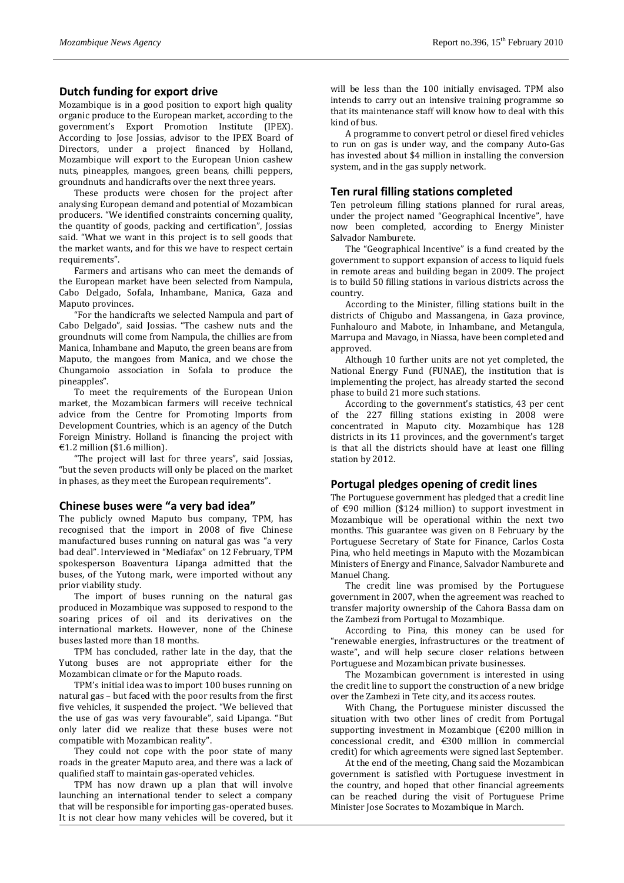## Dutch funding for export drive

Mozambique is in a good position to export high quality organic produce to the European market, according to the government's Export Promotion Institute (IPEX). According to Jose Jossias, advisor to the IPEX Board of Directors, under a project financed by Holland, Mozambique will export to the European Union cashew nuts, pineapples, mangoes, green beans, chilli peppers, groundnuts and handicrafts over the next three years.

These products were chosen for the project after analysing European demand and potential of Mozambican producers. "We identified constraints concerning quality, the quantity of goods, packing and certification", Jossias said. "What we want in this project is to sell goods that the market wants, and for this we have to respect certain requirements".

Farmers and artisans who can meet the demands of the European market have been selected from Nampula, Cabo Delgado, Sofala, Inhambane, Manica, Gaza and Maputo provinces.

"For the handicrafts we selected Nampula and part of Cabo Delgado", said Jossias. "The cashew nuts and the groundnuts will come from Nampula, the chillies are from Manica, Inhambane and Maputo, the green beans are from Maputo, the mangoes from Manica, and we chose the Chungamoio association in Sofala to produce the pineapples".

To meet the requirements of the European Union market, the Mozambican farmers will receive technical advice from the Centre for Promoting Imports from Development Countries, which is an agency of the Dutch Foreign Ministry. Holland is financing the project with €1.2 million ($1.6 million).

"The project will last for three years", said Jossias, "but the seven products will only be placed on the market in phases, as they meet the European requirements".

## Chinese buses were "a very bad idea"

The publicly owned Maputo bus company, TPM, has recognised that the import in 2008 of five Chinese manufactured buses running on natural gas was "a very bad deal". Interviewed in "Mediafax" on 12 February, TPM spokesperson Boaventura Lipanga admitted that the buses, of the Yutong mark, were imported without any prior viability study.

The import of buses running on the natural gas produced in Mozambique was supposed to respond to the soaring prices of oil and its derivatives on the international markets. However, none of the Chinese buses lasted more than 18 months.

TPM has concluded, rather late in the day, that the Yutong buses are not appropriate either for the Mozambican climate or for the Maputo roads.

TPM's initial idea was to import 100 buses running on natural gas – but faced with the poor results from the first five vehicles, it suspended the project. "We believed that the use of gas was very favourable", said Lipanga. "But only later did we realize that these buses were not compatible with Mozambican reality".

They could not cope with the poor state of many roads in the greater Maputo area, and there was a lack of qualified staff to maintain gas-operated vehicles.

TPM has now drawn up a plan that will involve launching an international tender to select a company that will be responsible for importing gas-operated buses. It is not clear how many vehicles will be covered, but it will be less than the 100 initially envisaged. TPM also intends to carry out an intensive training programme so that its maintenance staff will know how to deal with this kind of bus.

A programme to convert petrol or diesel fired vehicles to run on gas is under way, and the company Auto-Gas has invested about $4 million in installing the conversion system, and in the gas supply network.

## Ten rural filling stations completed

Ten petroleum filling stations planned for rural areas, under the project named "Geographical Incentive", have now been completed, according to Energy Minister Salvador Namburete.

The "Geographical Incentive" is a fund created by the government to support expansion of access to liquid fuels in remote areas and building began in 2009. The project is to build 50 filling stations in various districts across the country.

According to the Minister, filling stations built in the districts of Chigubo and Massangena, in Gaza province, Funhalouro and Mabote, in Inhambane, and Metangula, Marrupa and Mavago, in Niassa, have been completed and approved.

Although 10 further units are not yet completed, the National Energy Fund (FUNAE), the institution that is implementing the project, has already started the second phase to build 21 more such stations.

According to the government's statistics, 43 per cent of the 227 filling stations existing in 2008 were concentrated in Maputo city. Mozambique has 128 districts in its 11 provinces, and the government's target is that all the districts should have at least one filling station by 2012.

## Portugal pledges opening of credit lines

The Portuguese government has pledged that a credit line of €90 million ($124 million) to support investment in Mozambique will be operational within the next two months. This guarantee was given on 8 February by the Portuguese Secretary of State for Finance, Carlos Costa Pina, who held meetings in Maputo with the Mozambican Ministers of Energy and Finance, Salvador Namburete and Manuel Chang.

The credit line was promised by the Portuguese government in 2007, when the agreement was reached to transfer majority ownership of the Cahora Bassa dam on the Zambezi from Portugal to Mozambique.

According to Pina, this money can be used for "renewable energies, infrastructures or the treatment of waste", and will help secure closer relations between Portuguese and Mozambican private businesses.

The Mozambican government is interested in using the credit line to support the construction of a new bridge over the Zambezi in Tete city, and its access routes.

With Chang, the Portuguese minister discussed the situation with two other lines of credit from Portugal supporting investment in Mozambique (€200 million in concessional credit, and €300 million in commercial credit) for which agreements were signed last September.

At the end of the meeting, Chang said the Mozambican government is satisfied with Portuguese investment in the country, and hoped that other financial agreements can be reached during the visit of Portuguese Prime Minister Jose Socrates to Mozambique in March.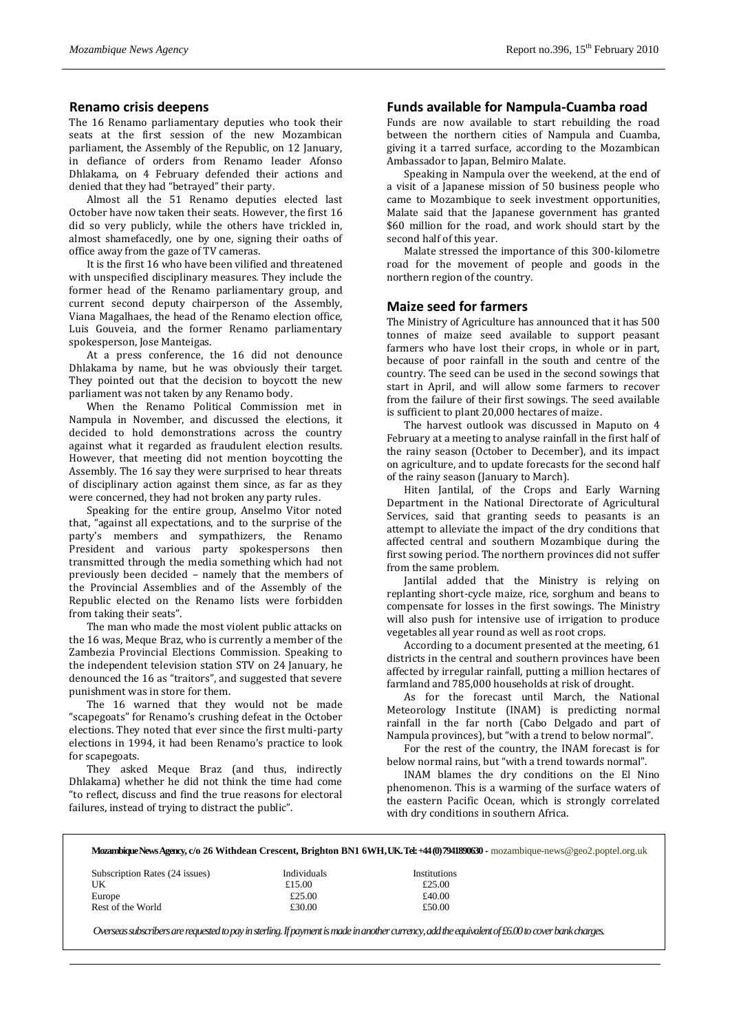## Renamo crisis deepens

The 16 Renamo parliamentary deputies who took their seats at the first session of the new Mozambican parliament, the Assembly of the Republic, on 12 January, in defiance of orders from Renamo leader Afonso Dhlakama, on 4 February defended their actions and denied that they had "betrayed" their party.

Almost all the 51 Renamo deputies elected last October have now taken their seats. However, the first 16 did so very publicly, while the others have trickled in, almost shamefacedly, one by one, signing their oaths of office away from the gaze of TV cameras.

It is the first 16 who have been vilified and threatened with unspecified disciplinary measures. They include the former head of the Renamo parliamentary group, and current second deputy chairperson of the Assembly, Viana Magalhaes, the head of the Renamo election office, Luis Gouveia, and the former Renamo parliamentary spokesperson, Jose Manteigas.

At a press conference, the 16 did not denounce Dhlakama by name, but he was obviously their target. They pointed out that the decision to boycott the new parliament was not taken by any Renamo body.

When the Renamo Political Commission met in Nampula in November, and discussed the elections, it decided to hold demonstrations across the country against what it regarded as fraudulent election results. However, that meeting did not mention boycotting the Assembly. The 16 say they were surprised to hear threats of disciplinary action against them since, as far as they were concerned, they had not broken any party rules.

Speaking for the entire group, Anselmo Vitor noted that, "against all expectations, and to the surprise of the party's members and sympathizers, the Renamo President and various party spokespersons then transmitted through the media something which had not previously been decided – namely that the members of the Provincial Assemblies and of the Assembly of the Republic elected on the Renamo lists were forbidden from taking their seats".

The man who made the most violent public attacks on the 16 was, Meque Braz, who is currently a member of the Zambezia Provincial Elections Commission. Speaking to the independent television station STV on 24 January, he denounced the 16 as "traitors", and suggested that severe punishment was in store for them.

The 16 warned that they would not be made "scapegoats" for Renamo's crushing defeat in the October elections. They noted that ever since the first multi-party elections in 1994, it had been Renamo's practice to look for scapegoats.

They asked Meque Braz (and thus, indirectly Dhlakama) whether he did not think the time had come "to reflect, discuss and find the true reasons for electoral failures, instead of trying to distract the public".

## Funds available for Nampula-Cuamba road

Funds are now available to start rebuilding the road between the northern cities of Nampula and Cuamba, giving it a tarred surface, according to the Mozambican Ambassador to Japan, Belmiro Malate.

Speaking in Nampula over the weekend, at the end of a visit of a Japanese mission of 50 business people who came to Mozambique to seek investment opportunities, Malate said that the Japanese government has granted $60 million for the road, and work should start by the second half of this year.

Malate stressed the importance of this 300-kilometre road for the movement of people and goods in the northern region of the country.

## Maize seed for farmers

The Ministry of Agriculture has announced that it has 500 tonnes of maize seed available to support peasant farmers who have lost their crops, in whole or in part, because of poor rainfall in the south and centre of the country. The seed can be used in the second sowings that start in April, and will allow some farmers to recover from the failure of their first sowings. The seed available is sufficient to plant 20,000 hectares of maize.

The harvest outlook was discussed in Maputo on 4 February at a meeting to analyse rainfall in the first half of the rainy season (October to December), and its impact on agriculture, and to update forecasts for the second half of the rainy season (January to March).

Hiten Jantilal, of the Crops and Early Warning Department in the National Directorate of Agricultural Services, said that granting seeds to peasants is an attempt to alleviate the impact of the dry conditions that affected central and southern Mozambique during the first sowing period. The northern provinces did not suffer from the same problem.

Jantilal added that the Ministry is relying on replanting short-cycle maize, rice, sorghum and beans to compensate for losses in the first sowings. The Ministry will also push for intensive use of irrigation to produce vegetables all year round as well as root crops.

According to a document presented at the meeting, 61 districts in the central and southern provinces have been affected by irregular rainfall, putting a million hectares of farmland and 785,000 households at risk of drought.

As for the forecast until March, the National Meteorology Institute (INAM) is predicting normal rainfall in the far north (Cabo Delgado and part of Nampula provinces), but "with a trend to below normal".

For the rest of the country, the INAM forecast is for below normal rains, but "with a trend towards normal".

INAM blames the dry conditions on the El Nino phenomenon. This is a warming of the surface waters of the eastern Pacific Ocean, which is strongly correlated with dry conditions in southern Africa.

---

**Mozambique News Agency, c/o 26 Withdean Crescent, Brighton BN1 6WH, UK. Tel: +44 (0) 7941890630 -** mozambique-news@geo2.poptel.org.uk

| Subscription Rates (24 issues) | Individuals | Institutions |
|---|---|---|
| UK | £15.00 | £25.00 |
| Europe | £25.00 | £40.00 |
| Rest of the World | £30.00 | £50.00 |

*Overseas subscribers are requested to pay in sterling. If payment is made in another currency, add the equivalent of £6.00 to cover bank charges.*